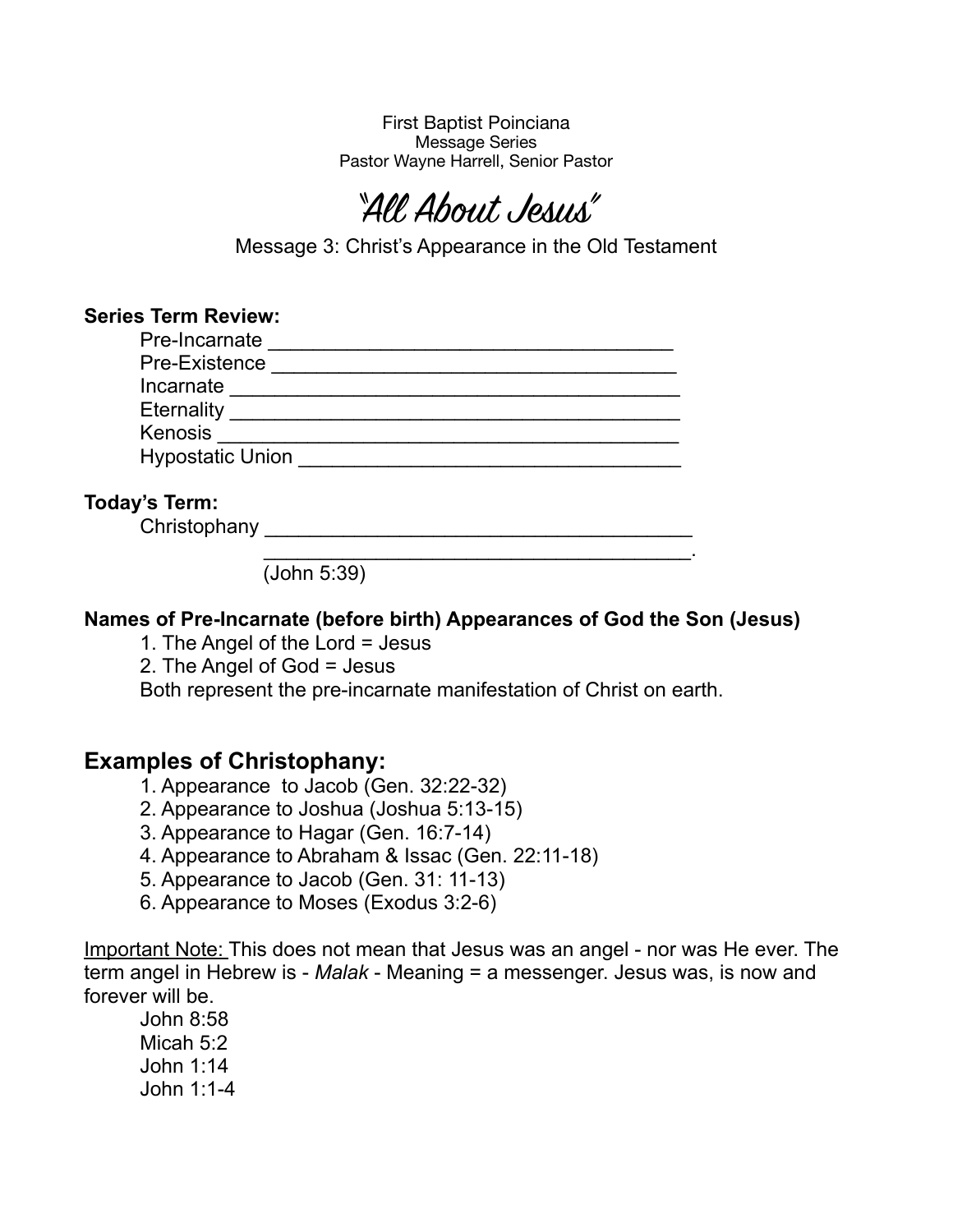First Baptist Poinciana
Message Series
Pastor Wayne Harrell, Senior Pastor

# "All About Jesus"

Message 3: Christ's Appearance in the Old Testament

**Series Term Review:**

Pre-Incarnate ___________________________________

Pre-Existence ___________________________________

Incarnate ______________________________________

Eternality ______________________________________

Kenosis ________________________________________

Hypostatic Union _________________________________

**Today's Term:**

Christophany _____________________________________

_____________________________________.

(John 5:39)

**Names of Pre-Incarnate (before birth) Appearances of God the Son (Jesus)**

1. The Angel of the Lord = Jesus
2. The Angel of God = Jesus

Both represent the pre-incarnate manifestation of Christ on earth.

## Examples of Christophany:

1. Appearance to Jacob (Gen. 32:22-32)
2. Appearance to Joshua (Joshua 5:13-15)
3. Appearance to Hagar (Gen. 16:7-14)
4. Appearance to Abraham & Issac (Gen. 22:11-18)
5. Appearance to Jacob (Gen. 31: 11-13)
6. Appearance to Moses (Exodus 3:2-6)

<u>Important Note:</u> This does not mean that Jesus was an angel - nor was He ever. The term angel in Hebrew is - *Malak* - Meaning = a messenger. Jesus was, is now and forever will be.

John 8:58
Micah 5:2
John 1:14
John 1:1-4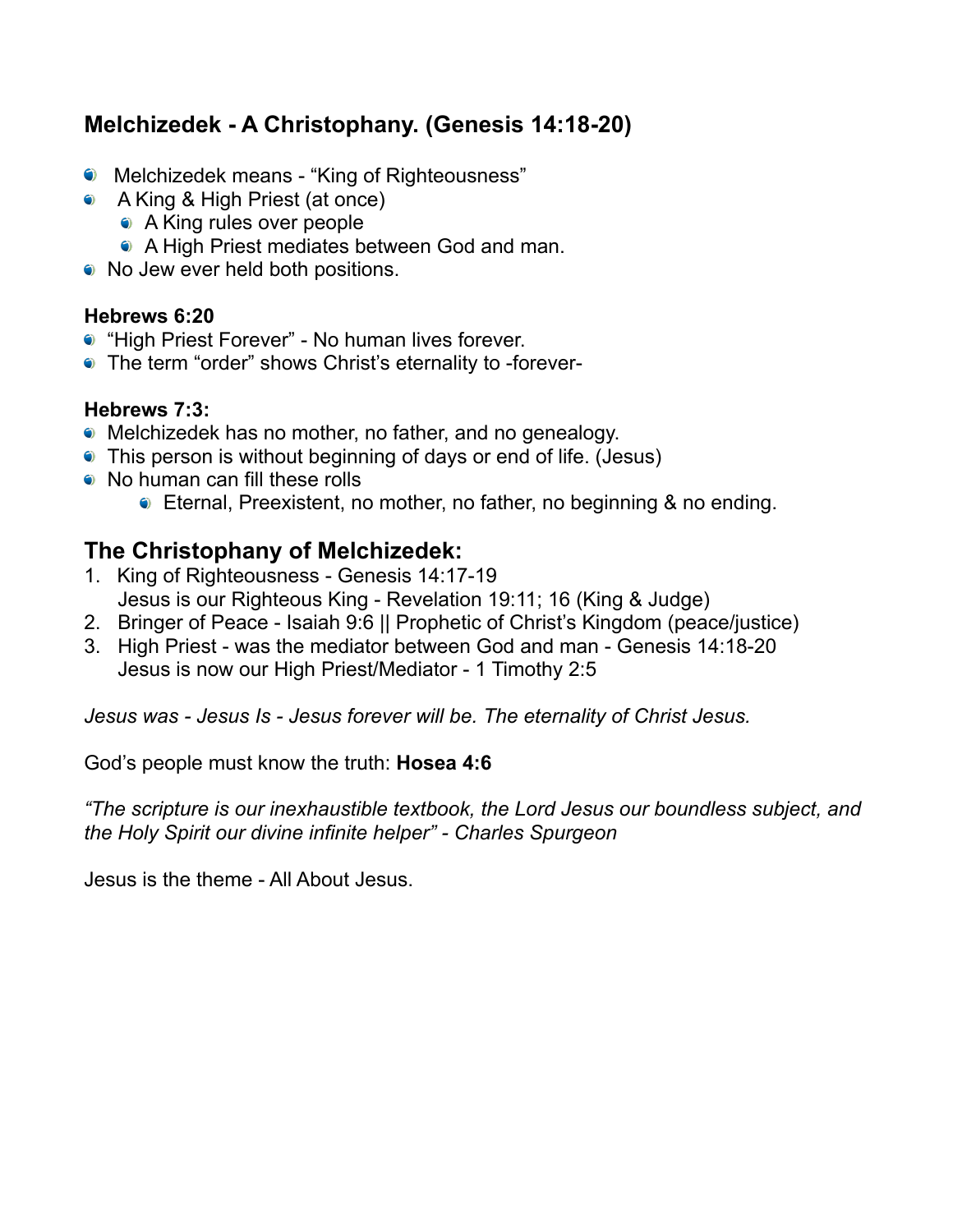## Melchizedek - A Christophany. (Genesis 14:18-20)

- Melchizedek means - "King of Righteousness"
- A King & High Priest (at once)
  - A King rules over people
  - A High Priest mediates between God and man.
- No Jew ever held both positions.

**Hebrews 6:20**

- "High Priest Forever" - No human lives forever.
- The term "order" shows Christ's eternality to -forever-

**Hebrews 7:3:**

- Melchizedek has no mother, no father, and no genealogy.
- This person is without beginning of days or end of life. (Jesus)
- No human can fill these rolls
  - Eternal, Preexistent, no mother, no father, no beginning & no ending.

## The Christophany of Melchizedek:

1. King of Righteousness - Genesis 14:17-19
   Jesus is our Righteous King - Revelation 19:11; 16 (King & Judge)
2. Bringer of Peace - Isaiah 9:6 || Prophetic of Christ's Kingdom (peace/justice)
3. High Priest - was the mediator between God and man - Genesis 14:18-20
   Jesus is now our High Priest/Mediator - 1 Timothy 2:5

*Jesus was - Jesus Is - Jesus forever will be. The eternality of Christ Jesus.*

God's people must know the truth: **Hosea 4:6**

*"The scripture is our inexhaustible textbook, the Lord Jesus our boundless subject, and the Holy Spirit our divine infinite helper" - Charles Spurgeon*

Jesus is the theme - All About Jesus.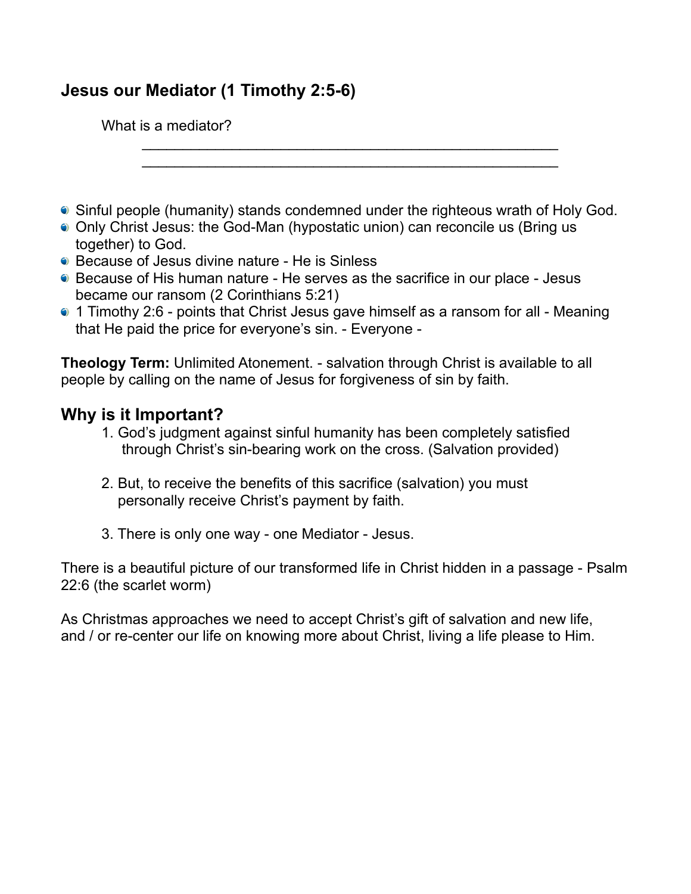## Jesus our Mediator (1 Timothy 2:5-6)

What is a mediator?

\_\_\_\_\_\_\_\_\_\_\_\_\_\_\_\_\_\_\_\_\_\_\_\_\_\_\_\_\_\_\_\_\_\_\_\_\_\_\_\_\_\_\_\_\_\_\_\_\_\_\_\_

\_\_\_\_\_\_\_\_\_\_\_\_\_\_\_\_\_\_\_\_\_\_\_\_\_\_\_\_\_\_\_\_\_\_\_\_\_\_\_\_\_\_\_\_\_\_\_\_\_\_\_\_

- Sinful people (humanity) stands condemned under the righteous wrath of Holy God.
- Only Christ Jesus: the God-Man (hypostatic union) can reconcile us (Bring us together) to God.
- Because of Jesus divine nature - He is Sinless
- Because of His human nature - He serves as the sacrifice in our place - Jesus became our ransom (2 Corinthians 5:21)
- 1 Timothy 2:6 - points that Christ Jesus gave himself as a ransom for all - Meaning that He paid the price for everyone's sin. - Everyone -

**Theology Term:** Unlimited Atonement. - salvation through Christ is available to all people by calling on the name of Jesus for forgiveness of sin by faith.

## Why is it Important?

1. God's judgment against sinful humanity has been completely satisfied through Christ's sin-bearing work on the cross. (Salvation provided)

2. But, to receive the benefits of this sacrifice (salvation) you must personally receive Christ's payment by faith.

3. There is only one way - one Mediator - Jesus.

There is a beautiful picture of our transformed life in Christ hidden in a passage - Psalm 22:6 (the scarlet worm)

As Christmas approaches we need to accept Christ's gift of salvation and new life, and / or re-center our life on knowing more about Christ, living a life please to Him.